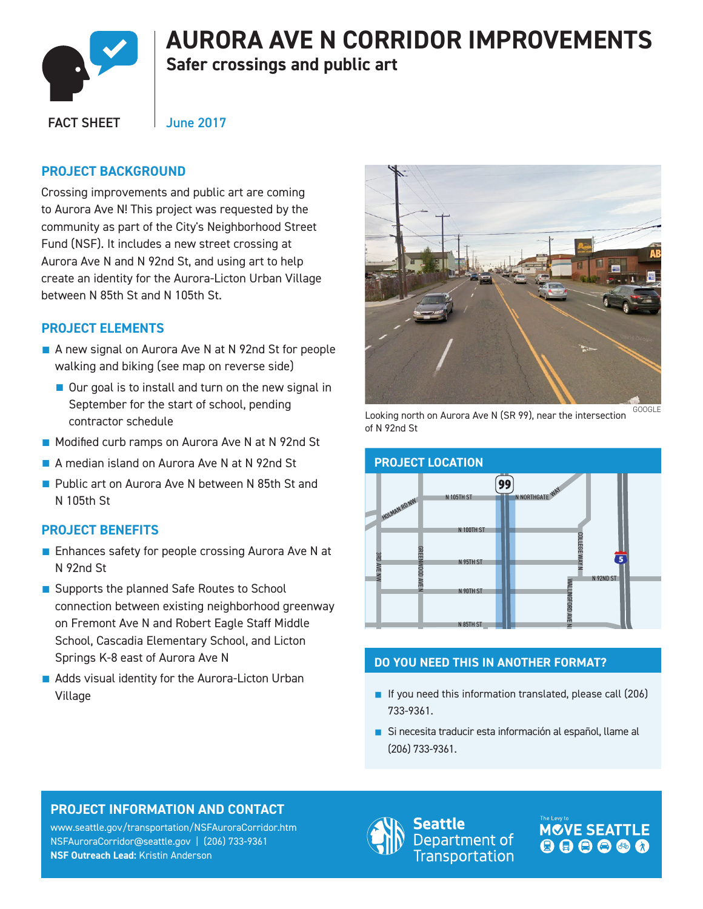# AURORA AVE N CORRIDOR IMPROVEMENTS

## Safer crossings and public art

FACT SHEET

June 2017

## PROJECT BACKGROUND

Crossing improvements and public art are coming to Aurora Ave N! This project was requested by the community as part of the City's Neighborhood Street Fund (NSF). It includes a new street crossing at Aurora Ave N and N 92nd St, and using art to help create an identity for the Aurora-Licton Urban Village between N 85th St and N 105th St.

## PROJECT ELEMENTS

- A new signal on Aurora Ave N at N 92nd St for people walking and biking (see map on reverse side)
  - Our goal is to install and turn on the new signal in September for the start of school, pending contractor schedule
- Modified curb ramps on Aurora Ave N at N 92nd St
- A median island on Aurora Ave N at N 92nd St
- Public art on Aurora Ave N between N 85th St and N 105th St

## PROJECT BENEFITS

- Enhances safety for people crossing Aurora Ave N at N 92nd St
- Supports the planned Safe Routes to School connection between existing neighborhood greenway on Fremont Ave N and Robert Eagle Staff Middle School, Cascadia Elementary School, and Licton Springs K-8 east of Aurora Ave N
- Adds visual identity for the Aurora-Licton Urban Village

GOOGLE

Looking north on Aurora Ave N (SR 99), near the intersection of N 92nd St

## PROJECT LOCATION

## DO YOU NEED THIS IN ANOTHER FORMAT?

- If you need this information translated, please call (206) 733-9361.
- Si necesita traducir esta información al español, llame al (206) 733-9361.

## PROJECT INFORMATION AND CONTACT

www.seattle.gov/transportation/NSFAuroraCorridor.htm
NSFAuroraCorridor@seattle.gov | (206) 733-9361
**NSF Outreach Lead:** Kristin Anderson

Seattle Department of Transportation

The Levy to MOVE SEATTLE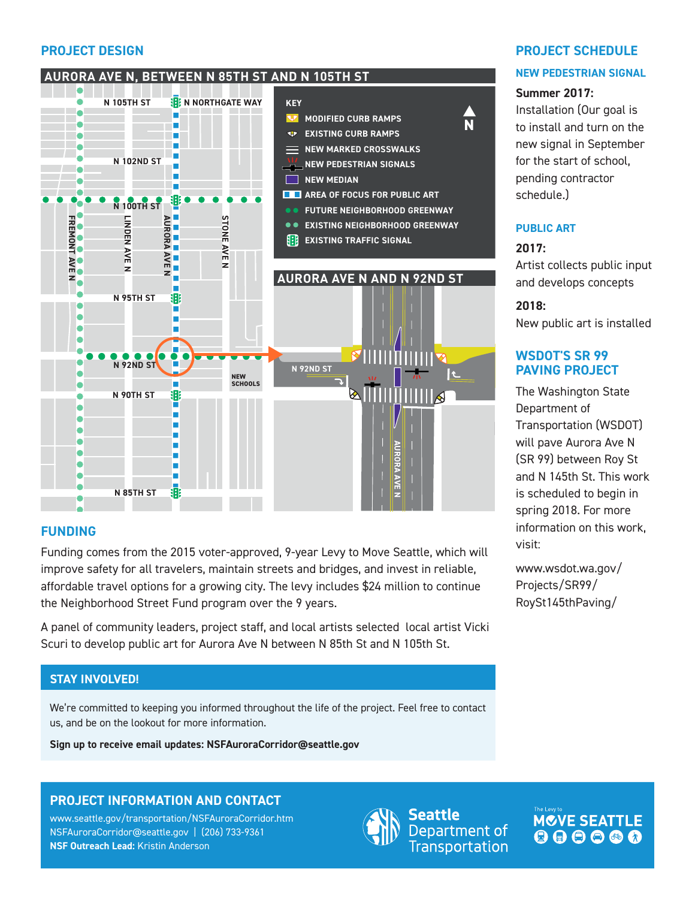## PROJECT DESIGN

### AURORA AVE N, BETWEEN N 85TH ST AND N 105TH ST

N 105TH ST
N NORTHGATE WAY
N 102ND ST
N 100TH ST
FREMONT AVE N
LINDEN AVE N
AURORA AVE N
STONE AVE N
N 95TH ST
N 92ND ST
NEW SCHOOLS
N 90TH ST
N 85TH ST

KEY
MODIFIED CURB RAMPS
EXISTING CURB RAMPS
NEW MARKED CROSSWALKS
NEW PEDESTRIAN SIGNALS
NEW MEDIAN
AREA OF FOCUS FOR PUBLIC ART
FUTURE NEIGHBORHOOD GREENWAY
EXISTING NEIGHBORHOOD GREENWAY
EXISTING TRAFFIC SIGNAL
N

### AURORA AVE N AND N 92ND ST

N 92ND ST
AURORA AVE N

## FUNDING

Funding comes from the 2015 voter-approved, 9-year Levy to Move Seattle, which will improve safety for all travelers, maintain streets and bridges, and invest in reliable, affordable travel options for a growing city. The levy includes $24 million to continue the Neighborhood Street Fund program over the 9 years.

A panel of community leaders, project staff, and local artists selected local artist Vicki Scuri to develop public art for Aurora Ave N between N 85th St and N 105th St.

## STAY INVOLVED!

We're committed to keeping you informed throughout the life of the project. Feel free to contact us, and be on the lookout for more information.

**Sign up to receive email updates: NSFAuroraCorridor@seattle.gov**

## PROJECT SCHEDULE

### NEW PEDESTRIAN SIGNAL

**Summer 2017:**
Installation (Our goal is to install and turn on the new signal in September for the start of school, pending contractor schedule.)

### PUBLIC ART

**2017:**
Artist collects public input and develops concepts

**2018:**
New public art is installed

### WSDOT'S SR 99 PAVING PROJECT

The Washington State Department of Transportation (WSDOT) will pave Aurora Ave N (SR 99) between Roy St and N 145th St. This work is scheduled to begin in spring 2018. For more information on this work, visit:

www.wsdot.wa.gov/Projects/SR99/RoySt145thPaving/

## PROJECT INFORMATION AND CONTACT

www.seattle.gov/transportation/NSFAuroraCorridor.htm
NSFAuroraCorridor@seattle.gov | (206) 733-9361
**NSF Outreach Lead:** Kristin Anderson

Seattle Department of Transportation

The Levy to MOVE SEATTLE